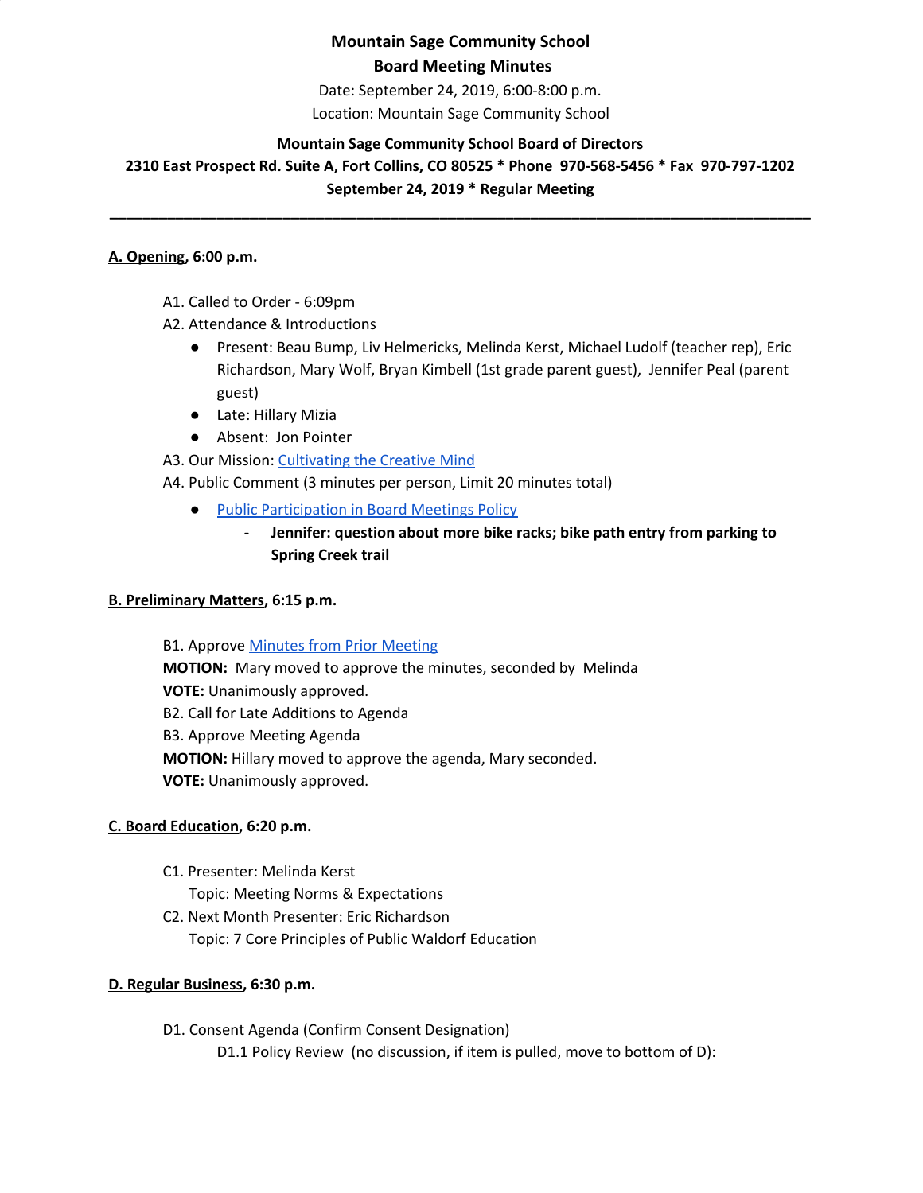**Mountain Sage Community School**

**Board Meeting Minutes**

Date: September 24, 2019, 6:00-8:00 p.m.

Location: Mountain Sage Community School

**Mountain Sage Community School Board of Directors**

**2310 East Prospect Rd. Suite A, Fort Collins, CO 80525 * Phone 970-568-5456 * Fax 970-797-1202**

**September 24, 2019 * Regular Meeting**

---

**A. Opening, 6:00 p.m.**

A1. Called to Order - 6:09pm

A2. Attendance & Introductions

- Present: Beau Bump, Liv Helmericks, Melinda Kerst, Michael Ludolf (teacher rep), Eric Richardson, Mary Wolf, Bryan Kimbell (1st grade parent guest), Jennifer Peal (parent guest)
- Late: Hillary Mizia
- Absent: Jon Pointer

A3. Our Mission: Cultivating the Creative Mind

A4. Public Comment (3 minutes per person, Limit 20 minutes total)

- Public Participation in Board Meetings Policy
  - **Jennifer: question about more bike racks; bike path entry from parking to Spring Creek trail**

**B. Preliminary Matters, 6:15 p.m.**

B1. Approve Minutes from Prior Meeting

**MOTION:** Mary moved to approve the minutes, seconded by Melinda

**VOTE:** Unanimously approved.

B2. Call for Late Additions to Agenda

B3. Approve Meeting Agenda

**MOTION:** Hillary moved to approve the agenda, Mary seconded.

**VOTE:** Unanimously approved.

**C. Board Education, 6:20 p.m.**

C1. Presenter: Melinda Kerst

Topic: Meeting Norms & Expectations

C2. Next Month Presenter: Eric Richardson

Topic: 7 Core Principles of Public Waldorf Education

**D. Regular Business, 6:30 p.m.**

D1. Consent Agenda (Confirm Consent Designation)

D1.1 Policy Review (no discussion, if item is pulled, move to bottom of D):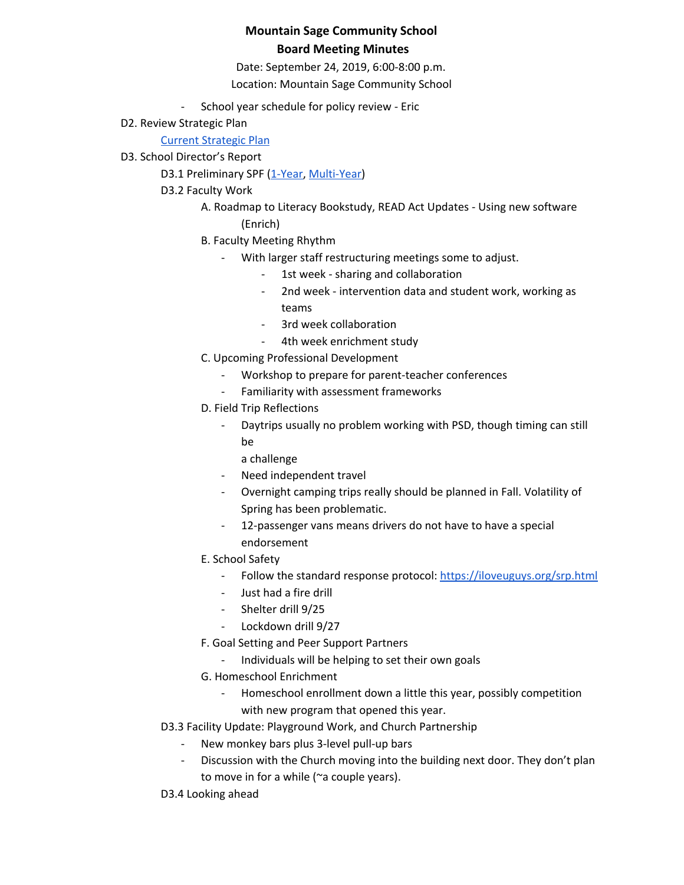**Mountain Sage Community School**
**Board Meeting Minutes**

Date: September 24, 2019, 6:00-8:00 p.m.
Location: Mountain Sage Community School

- School year schedule for policy review - Eric

D2. Review Strategic Plan

[Current Strategic Plan]

D3. School Director's Report

D3.1 Preliminary SPF ([1-Year], [Multi-Year])

D3.2 Faculty Work

A. Roadmap to Literacy Bookstudy, READ Act Updates - Using new software (Enrich)

B. Faculty Meeting Rhythm

- With larger staff restructuring meetings some to adjust.
  - 1st week - sharing and collaboration
  - 2nd week - intervention data and student work, working as teams
  - 3rd week collaboration
  - 4th week enrichment study

C. Upcoming Professional Development

- Workshop to prepare for parent-teacher conferences
- Familiarity with assessment frameworks

D. Field Trip Reflections

- Daytrips usually no problem working with PSD, though timing can still be a challenge
- Need independent travel
- Overnight camping trips really should be planned in Fall. Volatility of Spring has been problematic.
- 12-passenger vans means drivers do not have to have a special endorsement

E. School Safety

- Follow the standard response protocol: https://iloveuguys.org/srp.html
- Just had a fire drill
- Shelter drill 9/25
- Lockdown drill 9/27

F. Goal Setting and Peer Support Partners

- Individuals will be helping to set their own goals

G. Homeschool Enrichment

- Homeschool enrollment down a little this year, possibly competition with new program that opened this year.

D3.3 Facility Update: Playground Work, and Church Partnership

- New monkey bars plus 3-level pull-up bars
- Discussion with the Church moving into the building next door. They don't plan to move in for a while (~a couple years).

D3.4 Looking ahead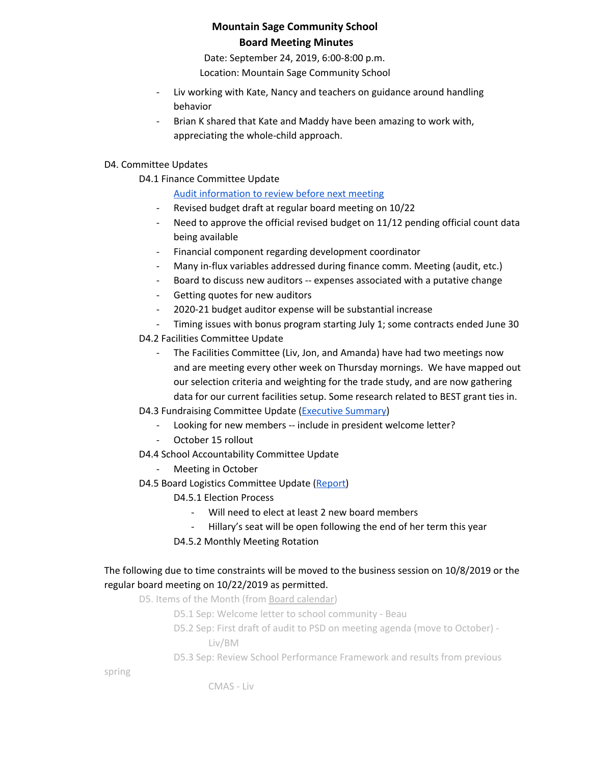**Mountain Sage Community School**
**Board Meeting Minutes**

Date: September 24, 2019, 6:00-8:00 p.m.
Location: Mountain Sage Community School

- Liv working with Kate, Nancy and teachers on guidance around handling behavior
- Brian K shared that Kate and Maddy have been amazing to work with, appreciating the whole-child approach.

D4. Committee Updates

D4.1 Finance Committee Update

[Audit information to review before next meeting]

- Revised budget draft at regular board meeting on 10/22
- Need to approve the official revised budget on 11/12 pending official count data being available
- Financial component regarding development coordinator
- Many in-flux variables addressed during finance comm. Meeting (audit, etc.)
- Board to discuss new auditors -- expenses associated with a putative change
- Getting quotes for new auditors
- 2020-21 budget auditor expense will be substantial increase
- Timing issues with bonus program starting July 1; some contracts ended June 30

D4.2 Facilities Committee Update

- The Facilities Committee (Liv, Jon, and Amanda) have had two meetings now and are meeting every other week on Thursday mornings. We have mapped out our selection criteria and weighting for the trade study, and are now gathering data for our current facilities setup. Some research related to BEST grant ties in.

D4.3 Fundraising Committee Update ([Executive Summary])

- Looking for new members -- include in president welcome letter?
- October 15 rollout

D4.4 School Accountability Committee Update

- Meeting in October

D4.5 Board Logistics Committee Update ([Report])

D4.5.1 Election Process

- Will need to elect at least 2 new board members
- Hillary's seat will be open following the end of her term this year

D4.5.2 Monthly Meeting Rotation

The following due to time constraints will be moved to the business session on 10/8/2019 or the regular board meeting on 10/22/2019 as permitted.

D5. Items of the Month (from Board calendar)

D5.1 Sep: Welcome letter to school community - Beau

D5.2 Sep: First draft of audit to PSD on meeting agenda (move to October) - Liv/BM

D5.3 Sep: Review School Performance Framework and results from previous spring CMAS - Liv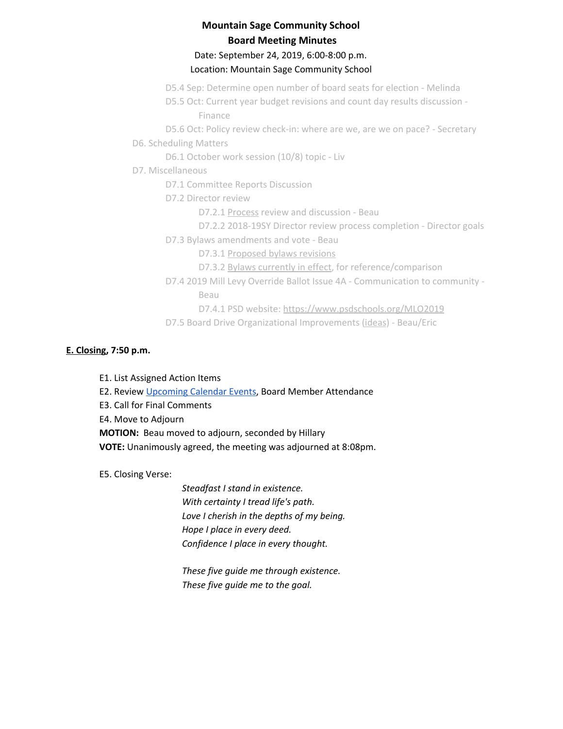D5.4 Sep: Determine open number of board seats for election - Melinda

D5.5 Oct: Current year budget revisions and count day results discussion - Finance

D5.6 Oct: Policy review check-in: where are we, are we on pace? - Secretary

D6. Scheduling Matters

D6.1 October work session (10/8) topic - Liv

D7. Miscellaneous

D7.1 Committee Reports Discussion

D7.2 Director review

D7.2.1 Process review and discussion - Beau

D7.2.2 2018-19SY Director review process completion - Director goals

D7.3 Bylaws amendments and vote - Beau

D7.3.1 Proposed bylaws revisions

D7.3.2 Bylaws currently in effect, for reference/comparison

D7.4 2019 Mill Levy Override Ballot Issue 4A - Communication to community - Beau

D7.4.1 PSD website: https://www.psdschools.org/MLO2019

D7.5 Board Drive Organizational Improvements (ideas) - Beau/Eric

**E. Closing, 7:50 p.m.**

E1. List Assigned Action Items

E2. Review Upcoming Calendar Events, Board Member Attendance

E3. Call for Final Comments

E4. Move to Adjourn

**MOTION:** Beau moved to adjourn, seconded by Hillary

**VOTE:** Unanimously agreed, the meeting was adjourned at 8:08pm.

E5. Closing Verse:

*Steadfast I stand in existence.*
*With certainty I tread life's path.*
*Love I cherish in the depths of my being.*
*Hope I place in every deed.*
*Confidence I place in every thought.*

*These five guide me through existence.*
*These five guide me to the goal.*